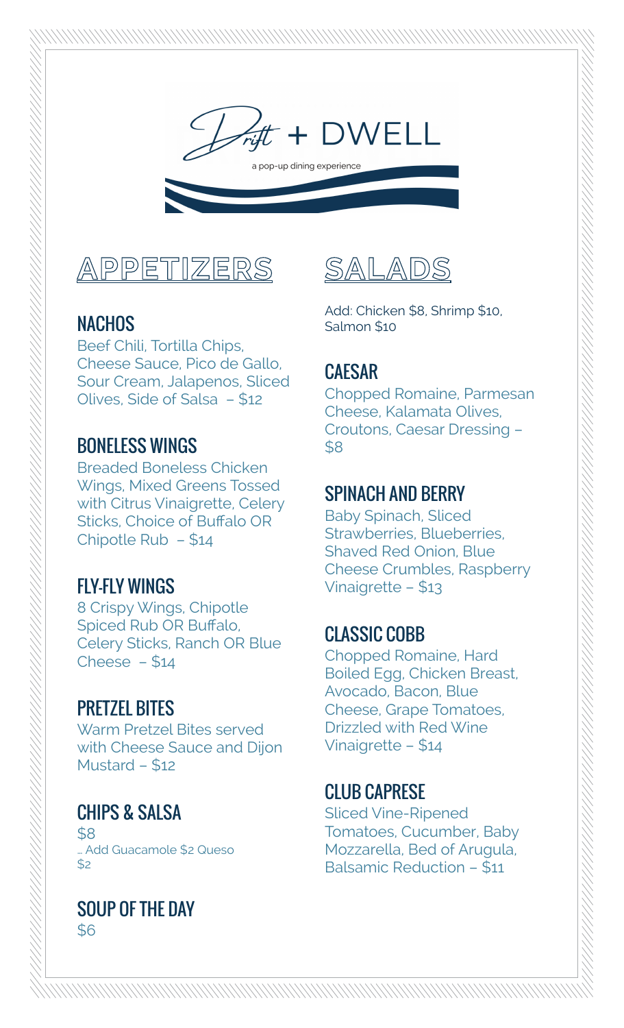# Drift + DWELL

a pop-up dining experience

## APPETIZERS

### NACHOS

Beef Chili, Tortilla Chips, Cheese Sauce, Pico de Gallo, Sour Cream, Jalapenos, Sliced Olives, Side of Salsa – $12

### BONELESS WINGS

Breaded Boneless Chicken Wings, Mixed Greens Tossed with Citrus Vinaigrette, Celery Sticks, Choice of Buffalo OR Chipotle Rub – $14

### FLY-FLY WINGS

8 Crispy Wings, Chipotle Spiced Rub OR Buffalo, Celery Sticks, Ranch OR Blue Cheese – $14

### PRETZEL BITES

Warm Pretzel Bites served with Cheese Sauce and Dijon Mustard – $12

### CHIPS & SALSA

$8

… Add Guacamole $2 Queso $2

### SOUP OF THE DAY

$6

## SALADS

Add: Chicken $8, Shrimp $10, Salmon $10

### CAESAR

Chopped Romaine, Parmesan Cheese, Kalamata Olives, Croutons, Caesar Dressing – $8

### SPINACH AND BERRY

Baby Spinach, Sliced Strawberries, Blueberries, Shaved Red Onion, Blue Cheese Crumbles, Raspberry Vinaigrette – $13

### CLASSIC COBB

Chopped Romaine, Hard Boiled Egg, Chicken Breast, Avocado, Bacon, Blue Cheese, Grape Tomatoes, Drizzled with Red Wine Vinaigrette – $14

### CLUB CAPRESE

Sliced Vine-Ripened Tomatoes, Cucumber, Baby Mozzarella, Bed of Arugula, Balsamic Reduction – $11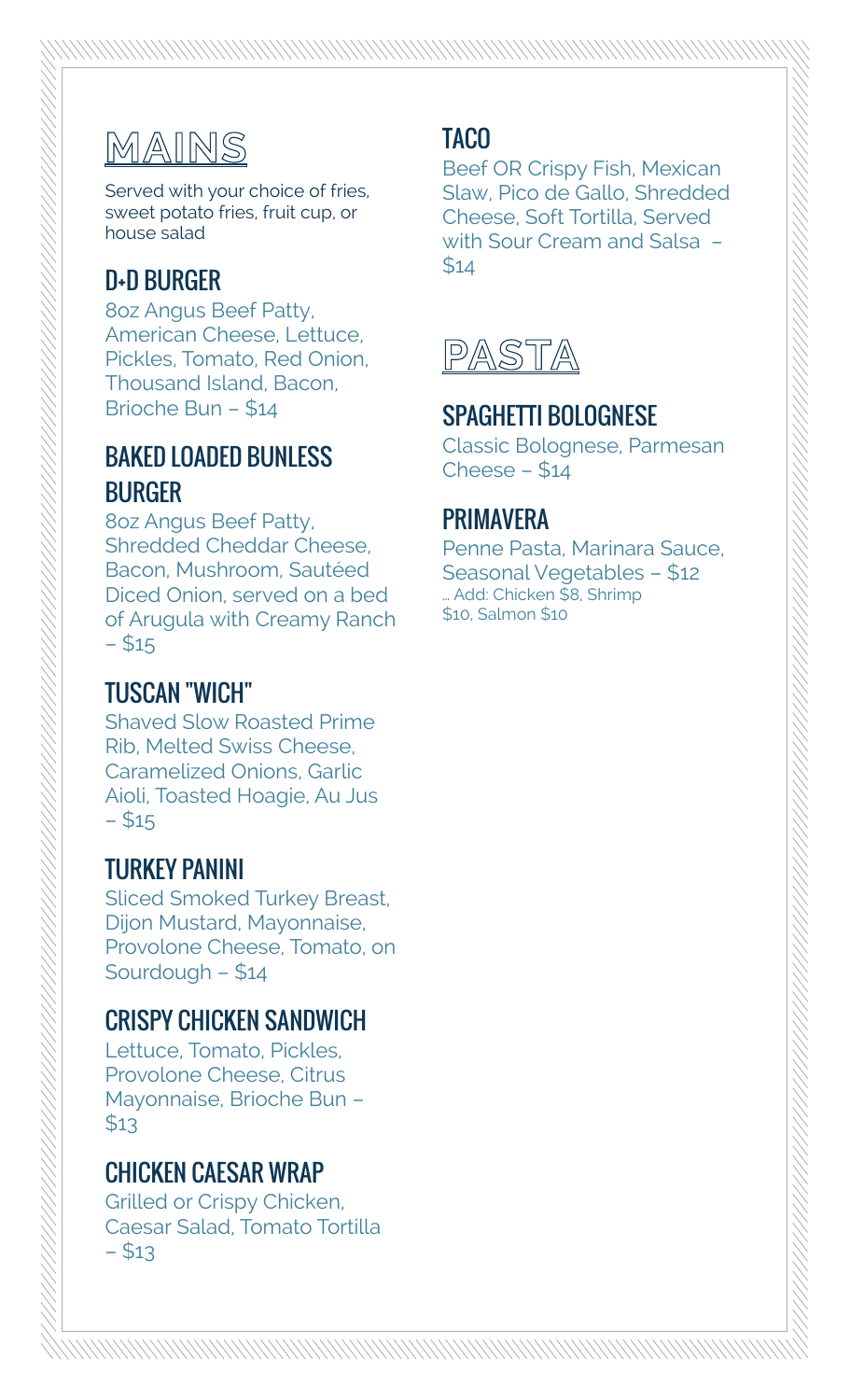# MAINS

Served with your choice of fries, sweet potato fries, fruit cup, or house salad

## D+D BURGER

8oz Angus Beef Patty, American Cheese, Lettuce, Pickles, Tomato, Red Onion, Thousand Island, Bacon, Brioche Bun – $14

## BAKED LOADED BUNLESS BURGER

8oz Angus Beef Patty, Shredded Cheddar Cheese, Bacon, Mushroom, Sautéed Diced Onion, served on a bed of Arugula with Creamy Ranch – $15

## TUSCAN "WICH"

Shaved Slow Roasted Prime Rib, Melted Swiss Cheese, Caramelized Onions, Garlic Aioli, Toasted Hoagie, Au Jus – $15

## TURKEY PANINI

Sliced Smoked Turkey Breast, Dijon Mustard, Mayonnaise, Provolone Cheese, Tomato, on Sourdough – $14

## CRISPY CHICKEN SANDWICH

Lettuce, Tomato, Pickles, Provolone Cheese, Citrus Mayonnaise, Brioche Bun – $13

## CHICKEN CAESAR WRAP

Grilled or Crispy Chicken, Caesar Salad, Tomato Tortilla – $13

## TACO

Beef OR Crispy Fish, Mexican Slaw, Pico de Gallo, Shredded Cheese, Soft Tortilla, Served with Sour Cream and Salsa – $14

# PASTA

## SPAGHETTI BOLOGNESE

Classic Bolognese, Parmesan Cheese – $14

## PRIMAVERA

Penne Pasta, Marinara Sauce, Seasonal Vegetables – $12
… Add: Chicken $8, Shrimp $10, Salmon $10